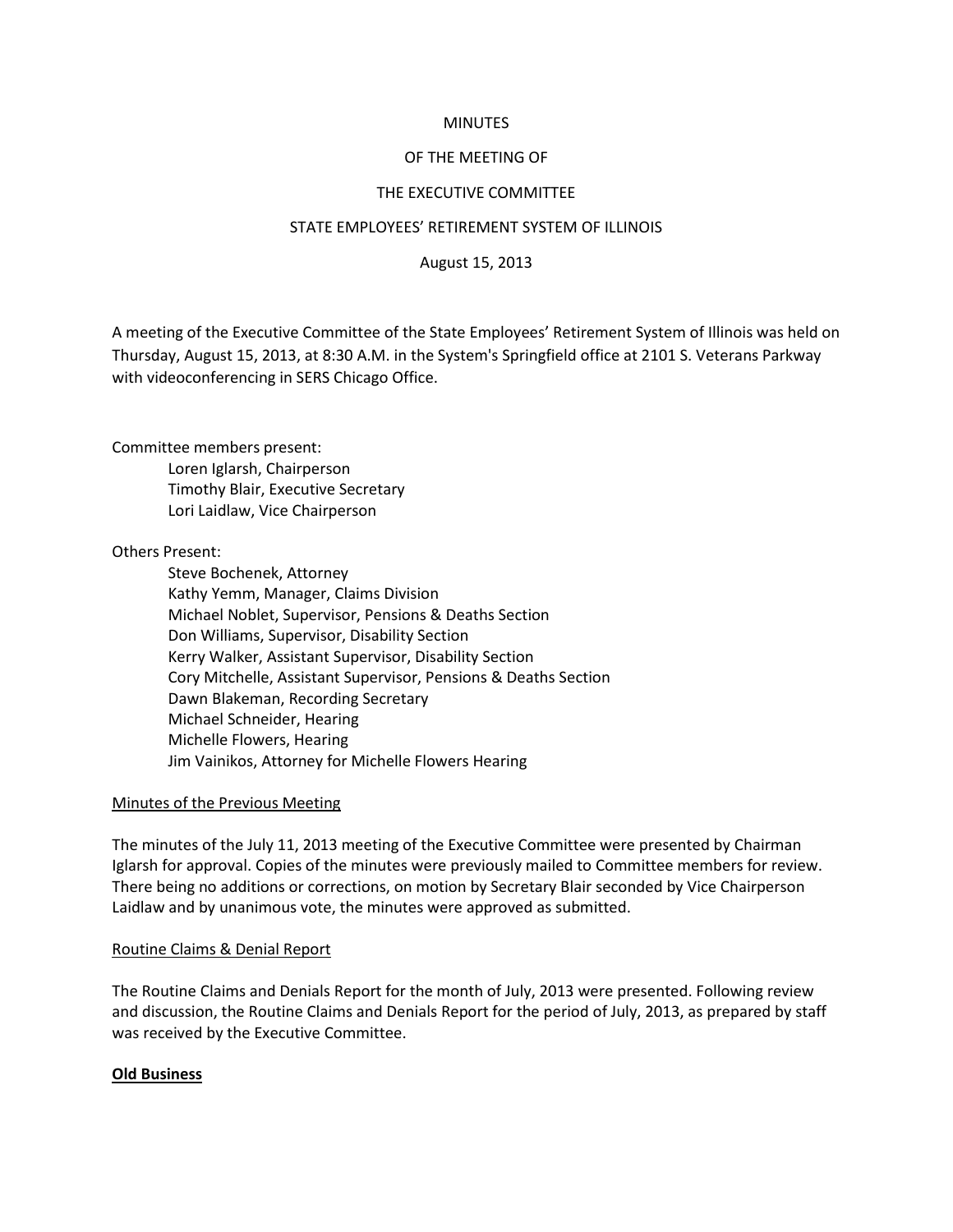MINUTES

OF THE MEETING OF

THE EXECUTIVE COMMITTEE

STATE EMPLOYEES' RETIREMENT SYSTEM OF ILLINOIS

August 15, 2013

A meeting of the Executive Committee of the State Employees' Retirement System of Illinois was held on Thursday, August 15, 2013, at 8:30 A.M. in the System's Springfield office at 2101 S. Veterans Parkway with videoconferencing in SERS Chicago Office.

Committee members present:

- Loren Iglarsh, Chairperson
- Timothy Blair, Executive Secretary
- Lori Laidlaw, Vice Chairperson

Others Present:

- Steve Bochenek, Attorney
- Kathy Yemm, Manager, Claims Division
- Michael Noblet, Supervisor, Pensions & Deaths Section
- Don Williams, Supervisor, Disability Section
- Kerry Walker, Assistant Supervisor, Disability Section
- Cory Mitchelle, Assistant Supervisor, Pensions & Deaths Section
- Dawn Blakeman, Recording Secretary
- Michael Schneider, Hearing
- Michelle Flowers, Hearing
- Jim Vainikos, Attorney for Michelle Flowers Hearing

<u>Minutes of the Previous Meeting</u>

The minutes of the July 11, 2013 meeting of the Executive Committee were presented by Chairman Iglarsh for approval. Copies of the minutes were previously mailed to Committee members for review. There being no additions or corrections, on motion by Secretary Blair seconded by Vice Chairperson Laidlaw and by unanimous vote, the minutes were approved as submitted.

<u>Routine Claims & Denial Report</u>

The Routine Claims and Denials Report for the month of July, 2013 were presented. Following review and discussion, the Routine Claims and Denials Report for the period of July, 2013, as prepared by staff was received by the Executive Committee.

**<u>Old Business</u>**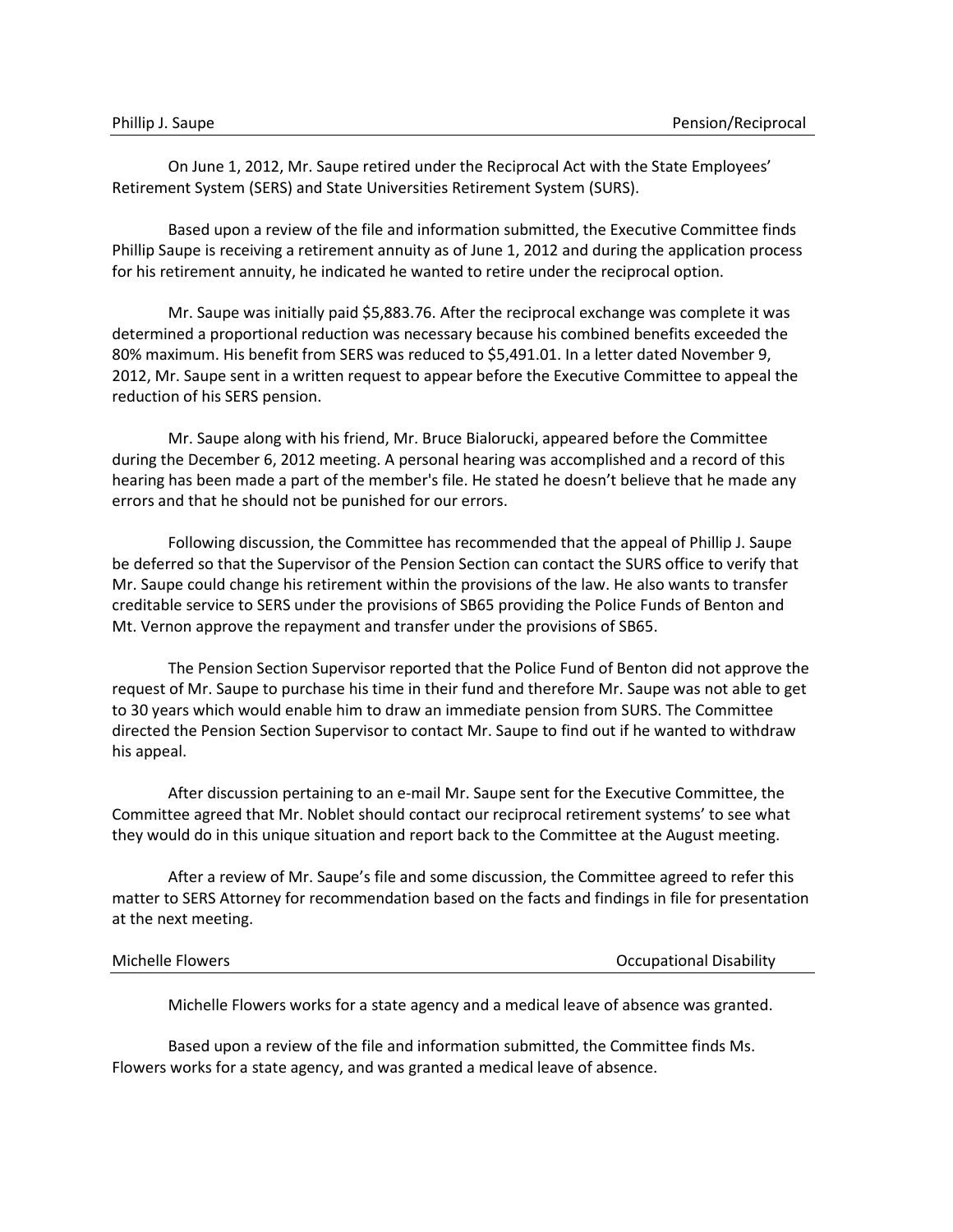**Phillip J. Saupe** — **Pension/Reciprocal**

On June 1, 2012, Mr. Saupe retired under the Reciprocal Act with the State Employees' Retirement System (SERS) and State Universities Retirement System (SURS).

Based upon a review of the file and information submitted, the Executive Committee finds Phillip Saupe is receiving a retirement annuity as of June 1, 2012 and during the application process for his retirement annuity, he indicated he wanted to retire under the reciprocal option.

Mr. Saupe was initially paid $5,883.76. After the reciprocal exchange was complete it was determined a proportional reduction was necessary because his combined benefits exceeded the 80% maximum. His benefit from SERS was reduced to $5,491.01. In a letter dated November 9, 2012, Mr. Saupe sent in a written request to appear before the Executive Committee to appeal the reduction of his SERS pension.

Mr. Saupe along with his friend, Mr. Bruce Bialorucki, appeared before the Committee during the December 6, 2012 meeting. A personal hearing was accomplished and a record of this hearing has been made a part of the member's file. He stated he doesn't believe that he made any errors and that he should not be punished for our errors.

Following discussion, the Committee has recommended that the appeal of Phillip J. Saupe be deferred so that the Supervisor of the Pension Section can contact the SURS office to verify that Mr. Saupe could change his retirement within the provisions of the law. He also wants to transfer creditable service to SERS under the provisions of SB65 providing the Police Funds of Benton and Mt. Vernon approve the repayment and transfer under the provisions of SB65.

The Pension Section Supervisor reported that the Police Fund of Benton did not approve the request of Mr. Saupe to purchase his time in their fund and therefore Mr. Saupe was not able to get to 30 years which would enable him to draw an immediate pension from SURS. The Committee directed the Pension Section Supervisor to contact Mr. Saupe to find out if he wanted to withdraw his appeal.

After discussion pertaining to an e-mail Mr. Saupe sent for the Executive Committee, the Committee agreed that Mr. Noblet should contact our reciprocal retirement systems' to see what they would do in this unique situation and report back to the Committee at the August meeting.

After a review of Mr. Saupe's file and some discussion, the Committee agreed to refer this matter to SERS Attorney for recommendation based on the facts and findings in file for presentation at the next meeting.

**Michelle Flowers** — **Occupational Disability**

Michelle Flowers works for a state agency and a medical leave of absence was granted.

Based upon a review of the file and information submitted, the Committee finds Ms. Flowers works for a state agency, and was granted a medical leave of absence.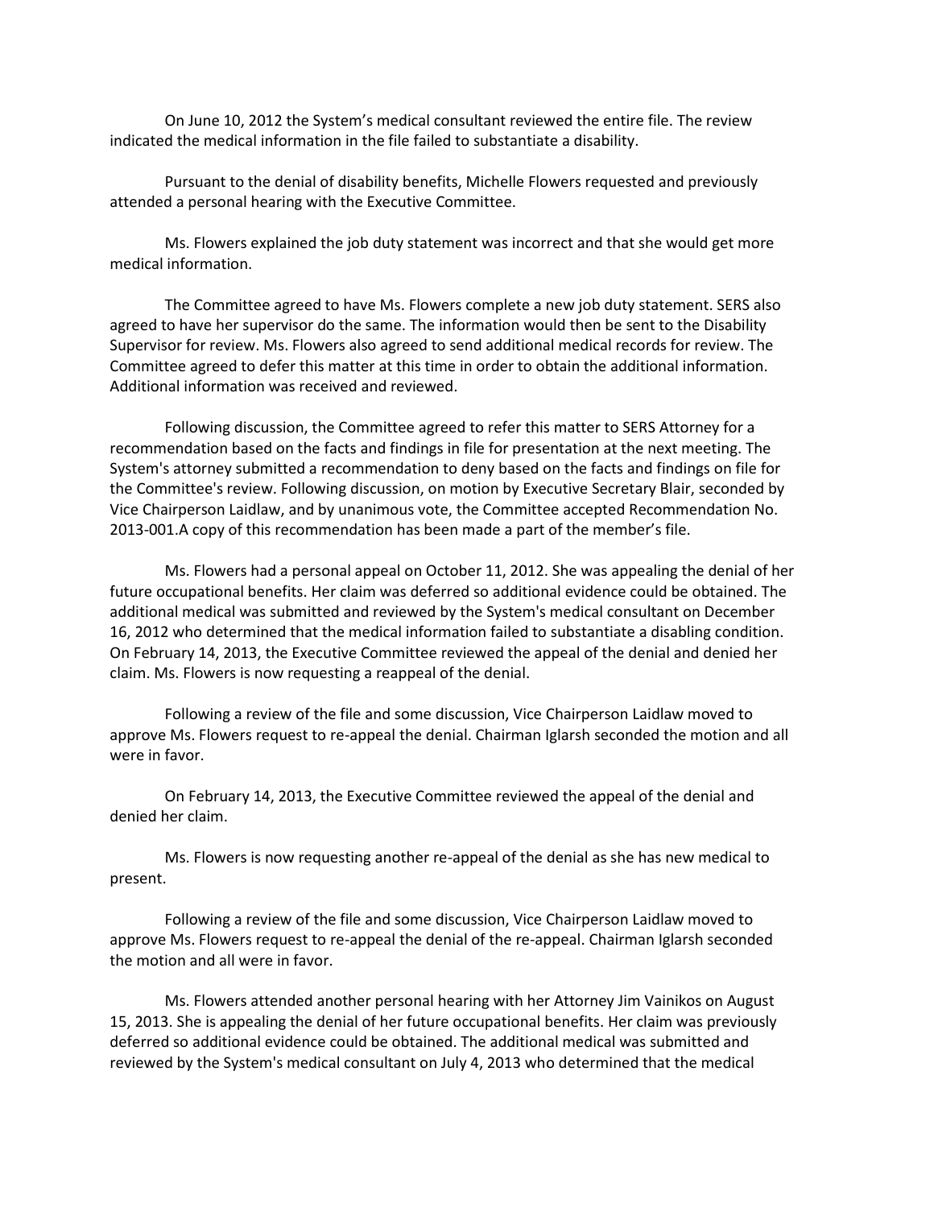On June 10, 2012 the System's medical consultant reviewed the entire file. The review indicated the medical information in the file failed to substantiate a disability.

Pursuant to the denial of disability benefits, Michelle Flowers requested and previously attended a personal hearing with the Executive Committee.

Ms. Flowers explained the job duty statement was incorrect and that she would get more medical information.

The Committee agreed to have Ms. Flowers complete a new job duty statement. SERS also agreed to have her supervisor do the same. The information would then be sent to the Disability Supervisor for review. Ms. Flowers also agreed to send additional medical records for review. The Committee agreed to defer this matter at this time in order to obtain the additional information. Additional information was received and reviewed.

Following discussion, the Committee agreed to refer this matter to SERS Attorney for a recommendation based on the facts and findings in file for presentation at the next meeting. The System's attorney submitted a recommendation to deny based on the facts and findings on file for the Committee's review. Following discussion, on motion by Executive Secretary Blair, seconded by Vice Chairperson Laidlaw, and by unanimous vote, the Committee accepted Recommendation No. 2013-001.A copy of this recommendation has been made a part of the member's file.

Ms. Flowers had a personal appeal on October 11, 2012. She was appealing the denial of her future occupational benefits. Her claim was deferred so additional evidence could be obtained. The additional medical was submitted and reviewed by the System's medical consultant on December 16, 2012 who determined that the medical information failed to substantiate a disabling condition. On February 14, 2013, the Executive Committee reviewed the appeal of the denial and denied her claim. Ms. Flowers is now requesting a reappeal of the denial.

Following a review of the file and some discussion, Vice Chairperson Laidlaw moved to approve Ms. Flowers request to re-appeal the denial. Chairman Iglarsh seconded the motion and all were in favor.

On February 14, 2013, the Executive Committee reviewed the appeal of the denial and denied her claim.

Ms. Flowers is now requesting another re-appeal of the denial as she has new medical to present.

Following a review of the file and some discussion, Vice Chairperson Laidlaw moved to approve Ms. Flowers request to re-appeal the denial of the re-appeal. Chairman Iglarsh seconded the motion and all were in favor.

Ms. Flowers attended another personal hearing with her Attorney Jim Vainikos on August 15, 2013. She is appealing the denial of her future occupational benefits. Her claim was previously deferred so additional evidence could be obtained. The additional medical was submitted and reviewed by the System's medical consultant on July 4, 2013 who determined that the medical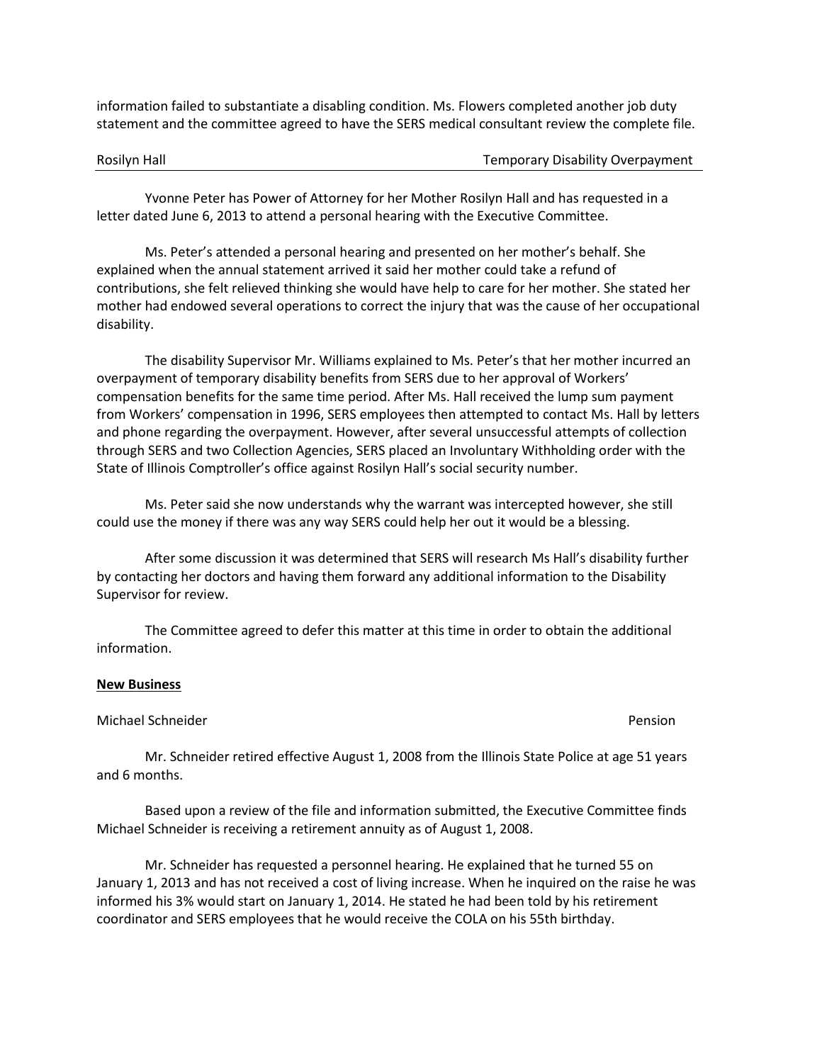information failed to substantiate a disabling condition. Ms. Flowers completed another job duty statement and the committee agreed to have the SERS medical consultant review the complete file.

Rosilyn Hall — Temporary Disability Overpayment

Yvonne Peter has Power of Attorney for her Mother Rosilyn Hall and has requested in a letter dated June 6, 2013 to attend a personal hearing with the Executive Committee.

Ms. Peter's attended a personal hearing and presented on her mother's behalf. She explained when the annual statement arrived it said her mother could take a refund of contributions, she felt relieved thinking she would have help to care for her mother. She stated her mother had endowed several operations to correct the injury that was the cause of her occupational disability.

The disability Supervisor Mr. Williams explained to Ms. Peter's that her mother incurred an overpayment of temporary disability benefits from SERS due to her approval of Workers' compensation benefits for the same time period. After Ms. Hall received the lump sum payment from Workers' compensation in 1996, SERS employees then attempted to contact Ms. Hall by letters and phone regarding the overpayment. However, after several unsuccessful attempts of collection through SERS and two Collection Agencies, SERS placed an Involuntary Withholding order with the State of Illinois Comptroller's office against Rosilyn Hall's social security number.

Ms. Peter said she now understands why the warrant was intercepted however, she still could use the money if there was any way SERS could help her out it would be a blessing.

After some discussion it was determined that SERS will research Ms Hall's disability further by contacting her doctors and having them forward any additional information to the Disability Supervisor for review.

The Committee agreed to defer this matter at this time in order to obtain the additional information.

**New Business**

Michael Schneider — Pension

Mr. Schneider retired effective August 1, 2008 from the Illinois State Police at age 51 years and 6 months.

Based upon a review of the file and information submitted, the Executive Committee finds Michael Schneider is receiving a retirement annuity as of August 1, 2008.

Mr. Schneider has requested a personnel hearing. He explained that he turned 55 on January 1, 2013 and has not received a cost of living increase. When he inquired on the raise he was informed his 3% would start on January 1, 2014. He stated he had been told by his retirement coordinator and SERS employees that he would receive the COLA on his 55th birthday.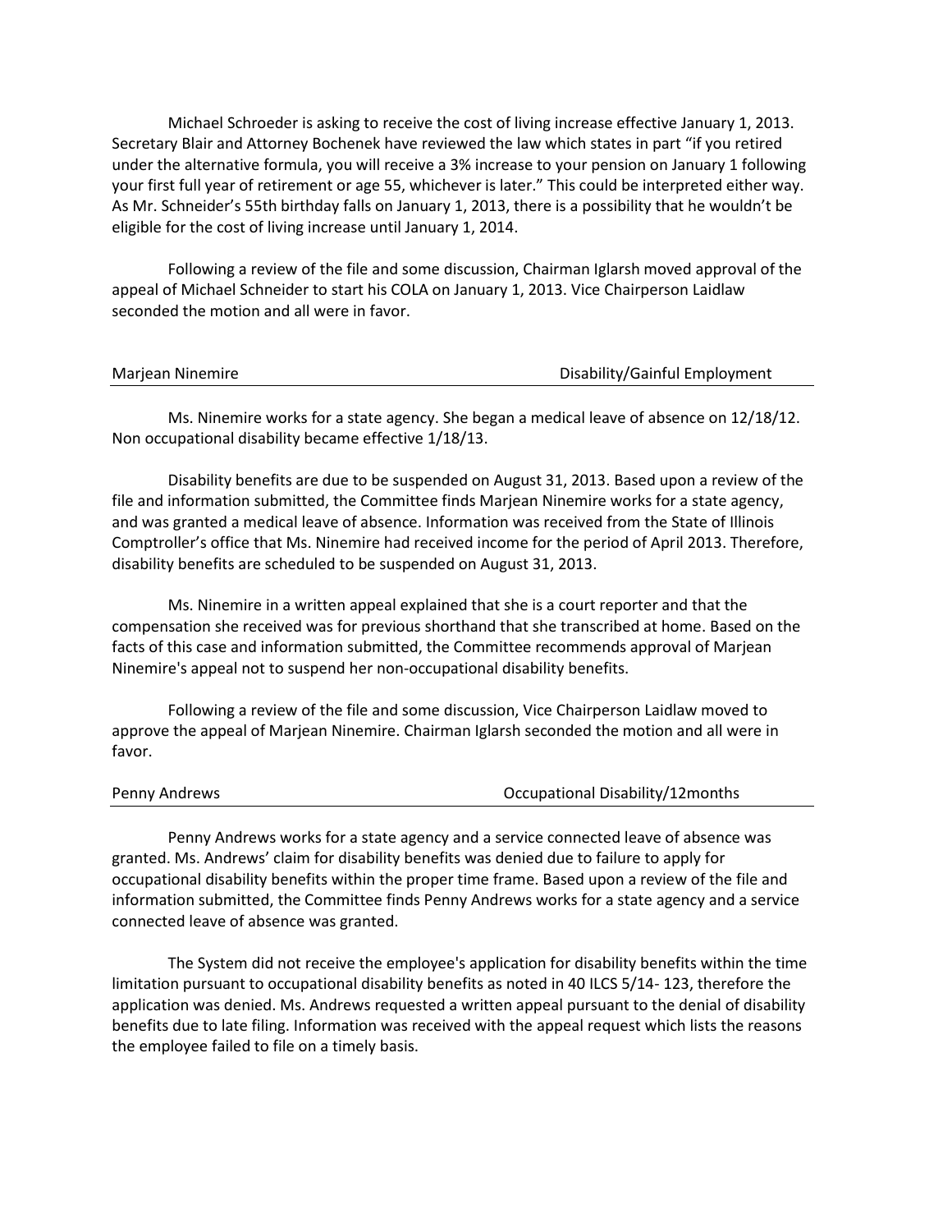Michael Schroeder is asking to receive the cost of living increase effective January 1, 2013. Secretary Blair and Attorney Bochenek have reviewed the law which states in part "if you retired under the alternative formula, you will receive a 3% increase to your pension on January 1 following your first full year of retirement or age 55, whichever is later." This could be interpreted either way. As Mr. Schneider's 55th birthday falls on January 1, 2013, there is a possibility that he wouldn't be eligible for the cost of living increase until January 1, 2014.

Following a review of the file and some discussion, Chairman Iglarsh moved approval of the appeal of Michael Schneider to start his COLA on January 1, 2013. Vice Chairperson Laidlaw seconded the motion and all were in favor.

| Marjean Ninemire | Disability/Gainful Employment |
|---|---|

Ms. Ninemire works for a state agency. She began a medical leave of absence on 12/18/12. Non occupational disability became effective 1/18/13.

Disability benefits are due to be suspended on August 31, 2013. Based upon a review of the file and information submitted, the Committee finds Marjean Ninemire works for a state agency, and was granted a medical leave of absence. Information was received from the State of Illinois Comptroller's office that Ms. Ninemire had received income for the period of April 2013. Therefore, disability benefits are scheduled to be suspended on August 31, 2013.

Ms. Ninemire in a written appeal explained that she is a court reporter and that the compensation she received was for previous shorthand that she transcribed at home. Based on the facts of this case and information submitted, the Committee recommends approval of Marjean Ninemire's appeal not to suspend her non-occupational disability benefits.

Following a review of the file and some discussion, Vice Chairperson Laidlaw moved to approve the appeal of Marjean Ninemire. Chairman Iglarsh seconded the motion and all were in favor.

| Penny Andrews | Occupational Disability/12months |
|---|---|

Penny Andrews works for a state agency and a service connected leave of absence was granted. Ms. Andrews' claim for disability benefits was denied due to failure to apply for occupational disability benefits within the proper time frame. Based upon a review of the file and information submitted, the Committee finds Penny Andrews works for a state agency and a service connected leave of absence was granted.

The System did not receive the employee's application for disability benefits within the time limitation pursuant to occupational disability benefits as noted in 40 ILCS 5/14- 123, therefore the application was denied. Ms. Andrews requested a written appeal pursuant to the denial of disability benefits due to late filing. Information was received with the appeal request which lists the reasons the employee failed to file on a timely basis.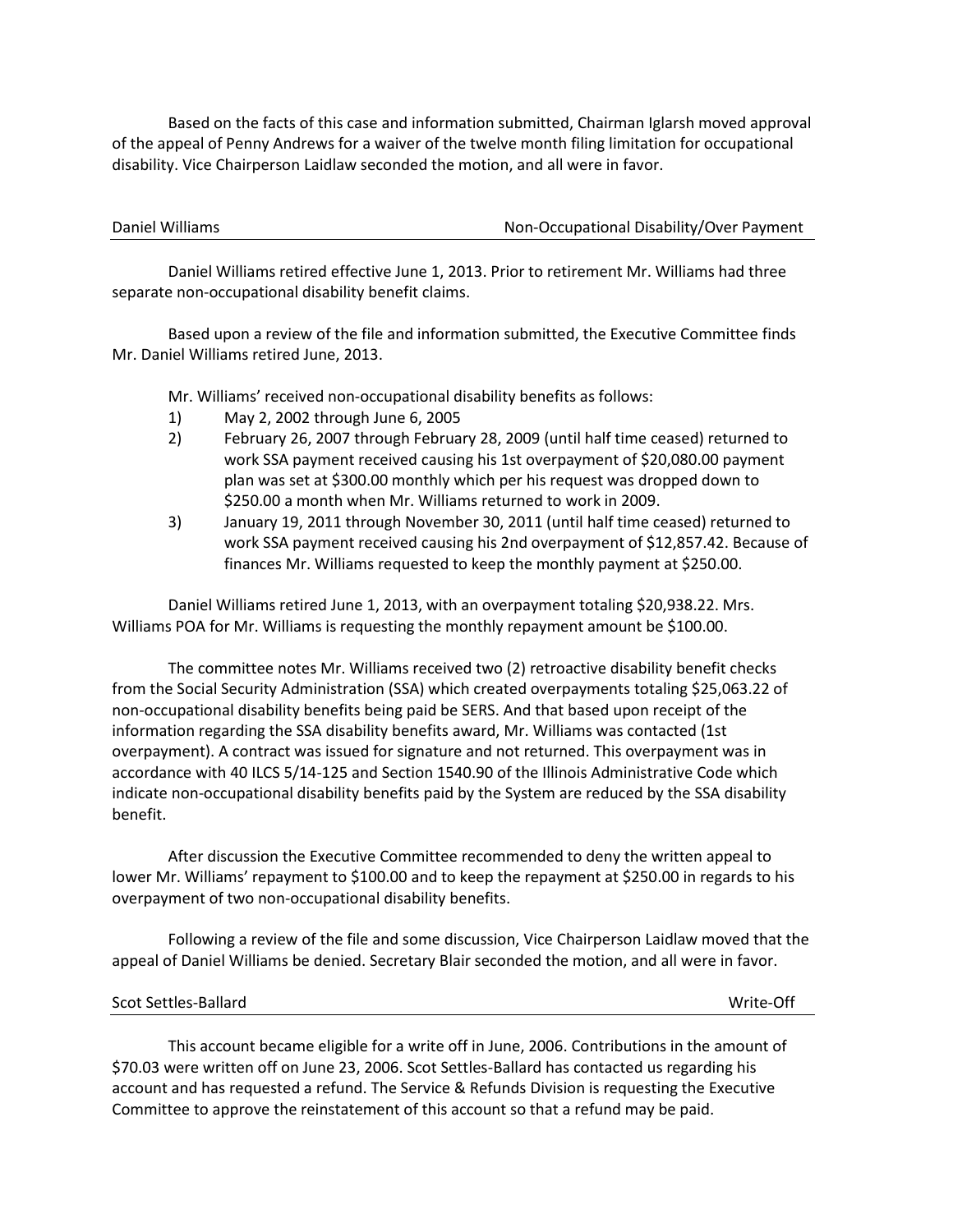Based on the facts of this case and information submitted, Chairman Iglarsh moved approval of the appeal of Penny Andrews for a waiver of the twelve month filing limitation for occupational disability. Vice Chairperson Laidlaw seconded the motion, and all were in favor.

Daniel Williams — Non-Occupational Disability/Over Payment

---

Daniel Williams retired effective June 1, 2013. Prior to retirement Mr. Williams had three separate non-occupational disability benefit claims.

Based upon a review of the file and information submitted, the Executive Committee finds Mr. Daniel Williams retired June, 2013.

Mr. Williams' received non-occupational disability benefits as follows:

1) May 2, 2002 through June 6, 2005
2) February 26, 2007 through February 28, 2009 (until half time ceased) returned to work SSA payment received causing his 1st overpayment of $20,080.00 payment plan was set at $300.00 monthly which per his request was dropped down to $250.00 a month when Mr. Williams returned to work in 2009.
3) January 19, 2011 through November 30, 2011 (until half time ceased) returned to work SSA payment received causing his 2nd overpayment of $12,857.42. Because of finances Mr. Williams requested to keep the monthly payment at $250.00.

Daniel Williams retired June 1, 2013, with an overpayment totaling $20,938.22. Mrs. Williams POA for Mr. Williams is requesting the monthly repayment amount be $100.00.

The committee notes Mr. Williams received two (2) retroactive disability benefit checks from the Social Security Administration (SSA) which created overpayments totaling $25,063.22 of non-occupational disability benefits being paid be SERS. And that based upon receipt of the information regarding the SSA disability benefits award, Mr. Williams was contacted (1st overpayment). A contract was issued for signature and not returned. This overpayment was in accordance with 40 ILCS 5/14-125 and Section 1540.90 of the Illinois Administrative Code which indicate non-occupational disability benefits paid by the System are reduced by the SSA disability benefit.

After discussion the Executive Committee recommended to deny the written appeal to lower Mr. Williams' repayment to $100.00 and to keep the repayment at $250.00 in regards to his overpayment of two non-occupational disability benefits.

Following a review of the file and some discussion, Vice Chairperson Laidlaw moved that the appeal of Daniel Williams be denied. Secretary Blair seconded the motion, and all were in favor.

Scot Settles-Ballard — Write-Off

---

This account became eligible for a write off in June, 2006. Contributions in the amount of $70.03 were written off on June 23, 2006. Scot Settles-Ballard has contacted us regarding his account and has requested a refund. The Service & Refunds Division is requesting the Executive Committee to approve the reinstatement of this account so that a refund may be paid.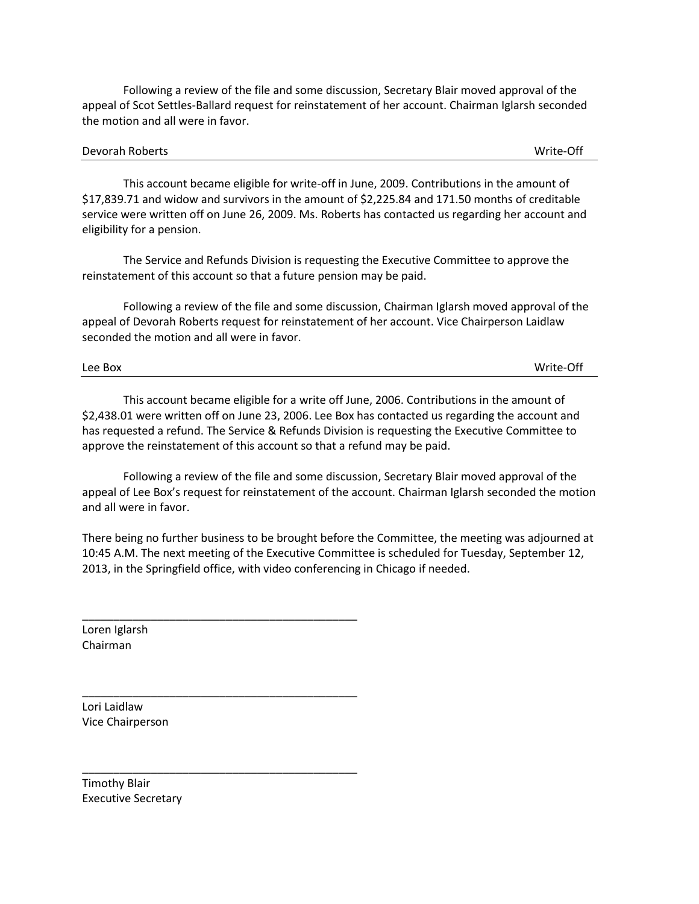Following a review of the file and some discussion, Secretary Blair moved approval of the appeal of Scot Settles-Ballard request for reinstatement of her account. Chairman Iglarsh seconded the motion and all were in favor.

| Devorah Roberts | Write-Off |
|---|---|

This account became eligible for write-off in June, 2009. Contributions in the amount of $17,839.71 and widow and survivors in the amount of $2,225.84 and 171.50 months of creditable service were written off on June 26, 2009. Ms. Roberts has contacted us regarding her account and eligibility for a pension.

The Service and Refunds Division is requesting the Executive Committee to approve the reinstatement of this account so that a future pension may be paid.

Following a review of the file and some discussion, Chairman Iglarsh moved approval of the appeal of Devorah Roberts request for reinstatement of her account. Vice Chairperson Laidlaw seconded the motion and all were in favor.

| Lee Box | Write-Off |
|---|---|

This account became eligible for a write off June, 2006. Contributions in the amount of $2,438.01 were written off on June 23, 2006. Lee Box has contacted us regarding the account and has requested a refund. The Service & Refunds Division is requesting the Executive Committee to approve the reinstatement of this account so that a refund may be paid.

Following a review of the file and some discussion, Secretary Blair moved approval of the appeal of Lee Box's request for reinstatement of the account. Chairman Iglarsh seconded the motion and all were in favor.

There being no further business to be brought before the Committee, the meeting was adjourned at 10:45 A.M. The next meeting of the Executive Committee is scheduled for Tuesday, September 12, 2013, in the Springfield office, with video conferencing in Chicago if needed.

\_\_\_\_\_\_\_\_\_\_\_\_\_\_\_\_\_\_\_\_\_\_\_\_\_\_\_\_\_\_\_\_\_\_\_\_\_\_\_\_\_\_\_\_

Loren Iglarsh
Chairman

\_\_\_\_\_\_\_\_\_\_\_\_\_\_\_\_\_\_\_\_\_\_\_\_\_\_\_\_\_\_\_\_\_\_\_\_\_\_\_\_\_\_\_\_

Lori Laidlaw
Vice Chairperson

\_\_\_\_\_\_\_\_\_\_\_\_\_\_\_\_\_\_\_\_\_\_\_\_\_\_\_\_\_\_\_\_\_\_\_\_\_\_\_\_\_\_\_\_

Timothy Blair
Executive Secretary